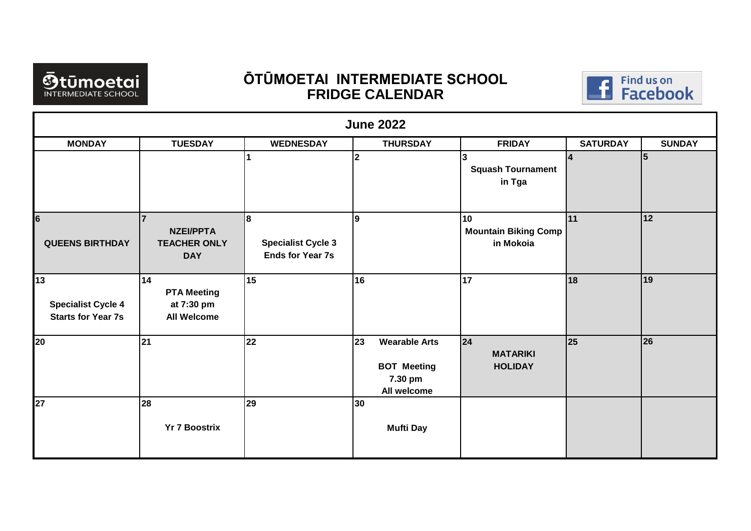# ŌTŪMOETAI INTERMEDIATE SCHOOL
# FRIDGE CALENDAR

## June 2022

| MONDAY | TUESDAY | WEDNESDAY | THURSDAY | FRIDAY | SATURDAY | SUNDAY |
|---|---|---|---|---|---|---|
| | | 1 | 2 | 3 Squash Tournament in Tga | 4 | 5 |
| 6 QUEENS BIRTHDAY | 7 NZEI/PPTA TEACHER ONLY DAY | 8 Specialist Cycle 3 Ends for Year 7s | 9 | 10 Mountain Biking Comp in Mokoia | 11 | 12 |
| 13 Specialist Cycle 4 Starts for Year 7s | 14 PTA Meeting at 7:30 pm All Welcome | 15 | 16 | 17 | 18 | 19 |
| 20 | 21 | 22 | 23 Wearable Arts BOT Meeting 7.30 pm All welcome | 24 MATARIKI HOLIDAY | 25 | 26 |
| 27 | 28 Yr 7 Boostrix | 29 | 30 Mufti Day | | | |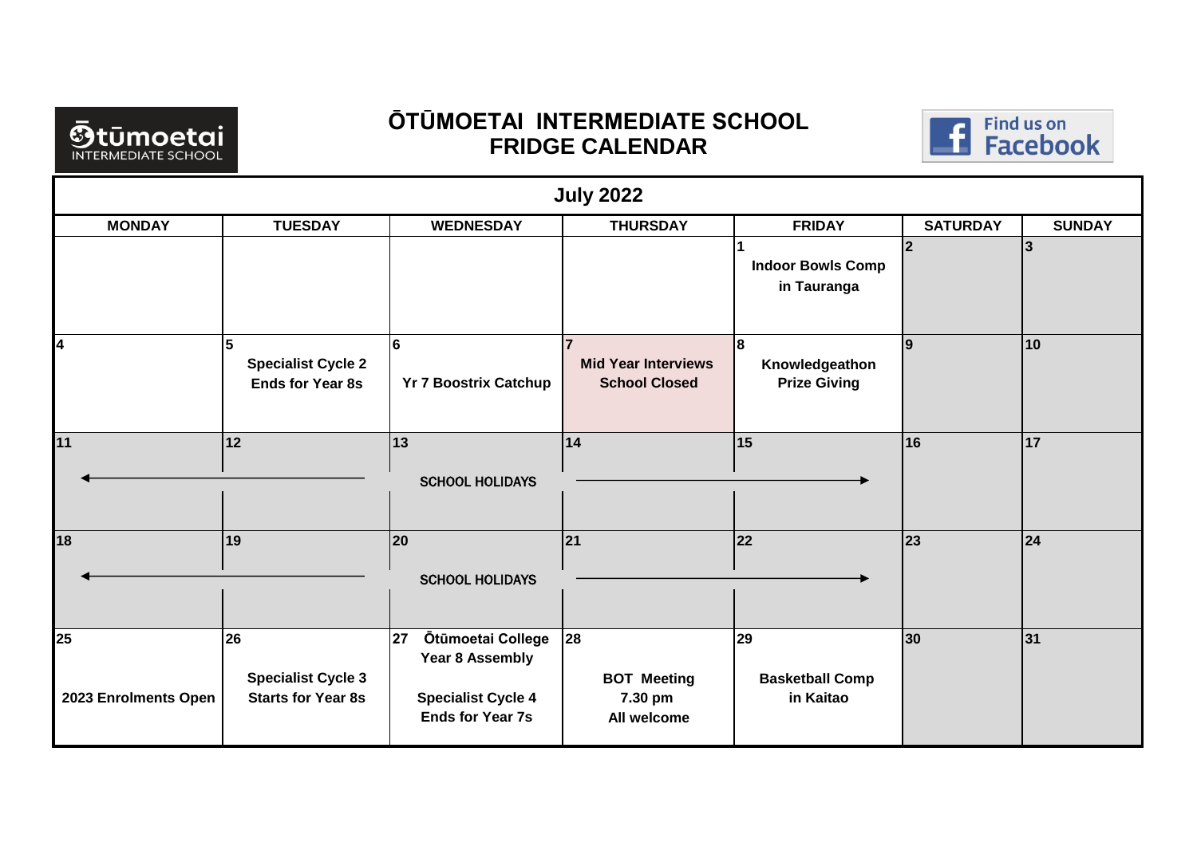# ŌTŪMOETAI INTERMEDIATE SCHOOL
# FRIDGE CALENDAR

## July 2022

| MONDAY | TUESDAY | WEDNESDAY | THURSDAY | FRIDAY | SATURDAY | SUNDAY |
|---|---|---|---|---|---|---|
| | | | | 1 Indoor Bowls Comp in Tauranga | 2 | 3 |
| 4 | 5 Specialist Cycle 2 Ends for Year 8s | 6 Yr 7 Boostrix Catchup | 7 Mid Year Interviews School Closed | 8 Knowledgeathon Prize Giving | 9 | 10 |
| 11 | 12 | 13 SCHOOL HOLIDAYS | 14 | 15 | 16 | 17 |
| 18 | 19 | 20 SCHOOL HOLIDAYS | 21 | 22 | 23 | 24 |
| 25 2023 Enrolments Open | 26 Specialist Cycle 3 Starts for Year 8s | 27 Ōtūmoetai College Year 8 Assembly; Specialist Cycle 4 Ends for Year 7s | 28 BOT Meeting 7.30 pm All welcome | 29 Basketball Comp in Kaitao | 30 | 31 |